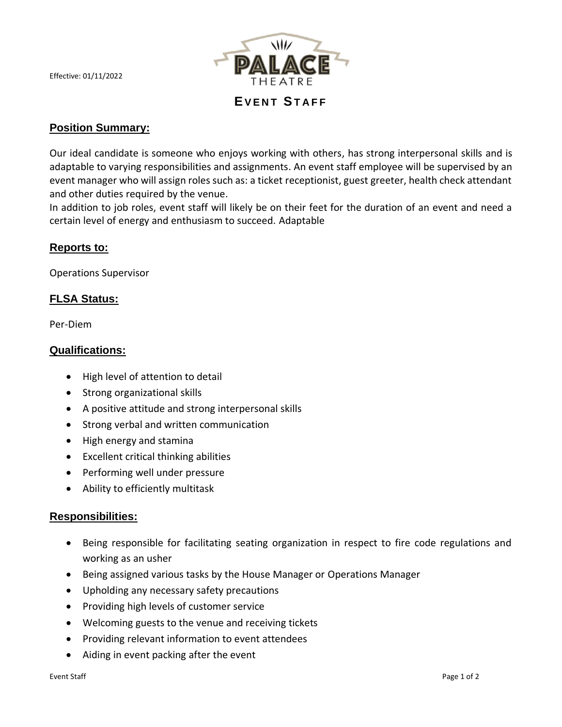Effective: 01/11/2022

PALACE THEATRE

# EVENT STAFF

## Position Summary:

Our ideal candidate is someone who enjoys working with others, has strong interpersonal skills and is adaptable to varying responsibilities and assignments. An event staff employee will be supervised by an event manager who will assign roles such as: a ticket receptionist, guest greeter, health check attendant and other duties required by the venue.

In addition to job roles, event staff will likely be on their feet for the duration of an event and need a certain level of energy and enthusiasm to succeed. Adaptable

## Reports to:

Operations Supervisor

## FLSA Status:

Per-Diem

## Qualifications:

- High level of attention to detail
- Strong organizational skills
- A positive attitude and strong interpersonal skills
- Strong verbal and written communication
- High energy and stamina
- Excellent critical thinking abilities
- Performing well under pressure
- Ability to efficiently multitask

## Responsibilities:

- Being responsible for facilitating seating organization in respect to fire code regulations and working as an usher
- Being assigned various tasks by the House Manager or Operations Manager
- Upholding any necessary safety precautions
- Providing high levels of customer service
- Welcoming guests to the venue and receiving tickets
- Providing relevant information to event attendees
- Aiding in event packing after the event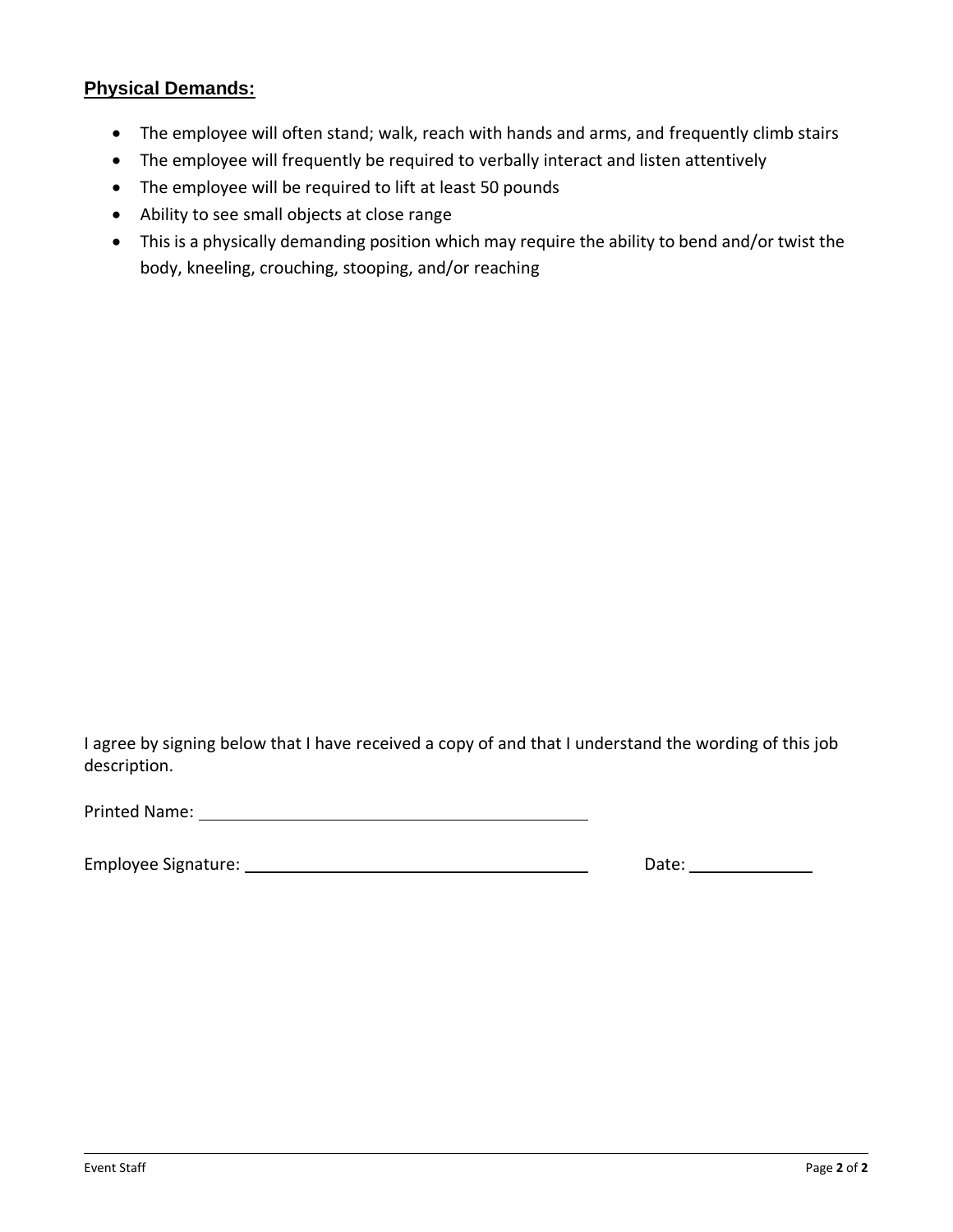## Physical Demands:

- The employee will often stand; walk, reach with hands and arms, and frequently climb stairs
- The employee will frequently be required to verbally interact and listen attentively
- The employee will be required to lift at least 50 pounds
- Ability to see small objects at close range
- This is a physically demanding position which may require the ability to bend and/or twist the body, kneeling, crouching, stooping, and/or reaching

I agree by signing below that I have received a copy of and that I understand the wording of this job description.

Printed Name: ______________________________________

Employee Signature: __________________________________ Date: _____________